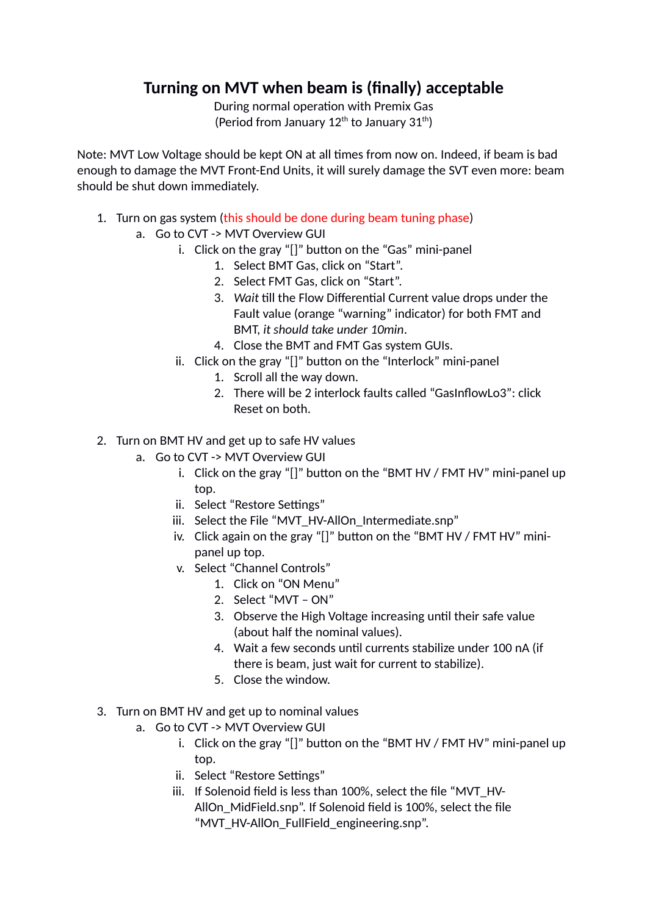# Turning on MVT when beam is (finally) acceptable

During normal operation with Premix Gas
(Period from January 12th to January 31th)

Note: MVT Low Voltage should be kept ON at all times from now on. Indeed, if beam is bad enough to damage the MVT Front-End Units, it will surely damage the SVT even more: beam should be shut down immediately.

1. Turn on gas system (this should be done during beam tuning phase)
    a. Go to CVT -> MVT Overview GUI
        i. Click on the gray "[]" button on the "Gas" mini-panel
            1. Select BMT Gas, click on "Start".
            2. Select FMT Gas, click on "Start".
            3. *Wait* till the Flow Differential Current value drops under the Fault value (orange "warning" indicator) for both FMT and BMT, *it should take under 10min*.
            4. Close the BMT and FMT Gas system GUIs.
        ii. Click on the gray "[]" button on the "Interlock" mini-panel
            1. Scroll all the way down.
            2. There will be 2 interlock faults called "GasInflowLo3": click Reset on both.

2. Turn on BMT HV and get up to safe HV values
    a. Go to CVT -> MVT Overview GUI
        i. Click on the gray "[]" button on the "BMT HV / FMT HV" mini-panel up top.
        ii. Select "Restore Settings"
        iii. Select the File "MVT_HV-AllOn_Intermediate.snp"
        iv. Click again on the gray "[]" button on the "BMT HV / FMT HV" mini-panel up top.
        v. Select "Channel Controls"
            1. Click on "ON Menu"
            2. Select "MVT – ON"
            3. Observe the High Voltage increasing until their safe value (about half the nominal values).
            4. Wait a few seconds until currents stabilize under 100 nA (if there is beam, just wait for current to stabilize).
            5. Close the window.

3. Turn on BMT HV and get up to nominal values
    a. Go to CVT -> MVT Overview GUI
        i. Click on the gray "[]" button on the "BMT HV / FMT HV" mini-panel up top.
        ii. Select "Restore Settings"
        iii. If Solenoid field is less than 100%, select the file "MVT_HV-AllOn_MidField.snp". If Solenoid field is 100%, select the file "MVT_HV-AllOn_FullField_engineering.snp".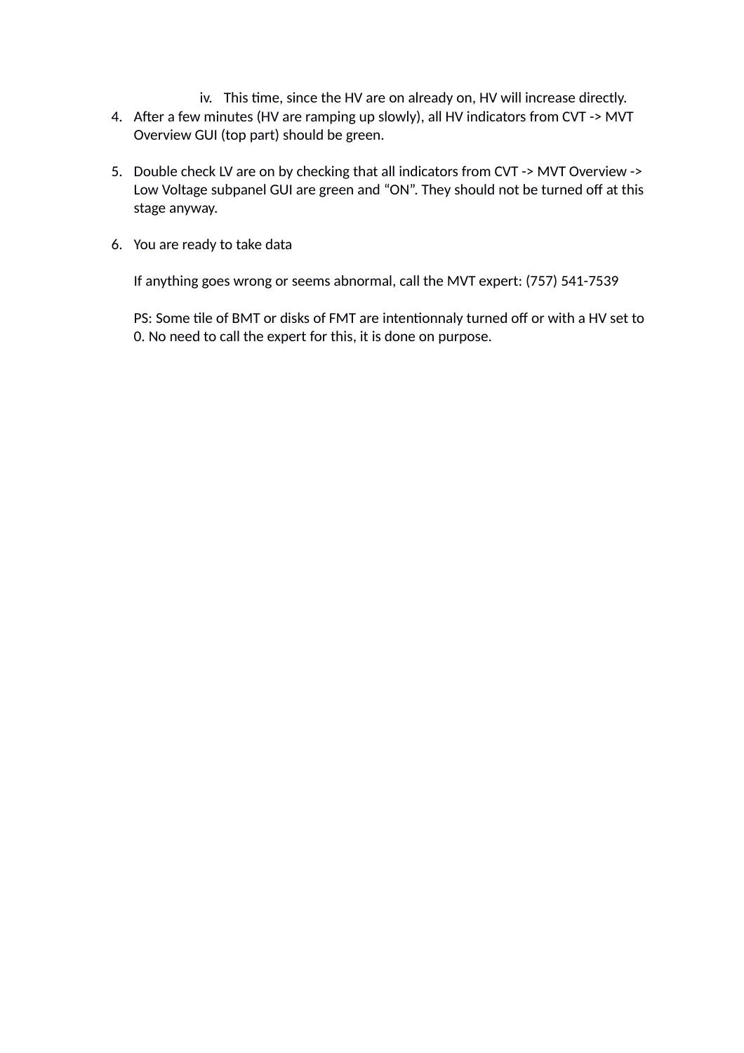iv. This time, since the HV are on already on, HV will increase directly.

4. After a few minutes (HV are ramping up slowly), all HV indicators from CVT -> MVT Overview GUI (top part) should be green.

5. Double check LV are on by checking that all indicators from CVT -> MVT Overview -> Low Voltage subpanel GUI are green and “ON”. They should not be turned off at this stage anyway.

6. You are ready to take data

   If anything goes wrong or seems abnormal, call the MVT expert: (757) 541-7539

   PS: Some tile of BMT or disks of FMT are intentionnaly turned off or with a HV set to 0. No need to call the expert for this, it is done on purpose.